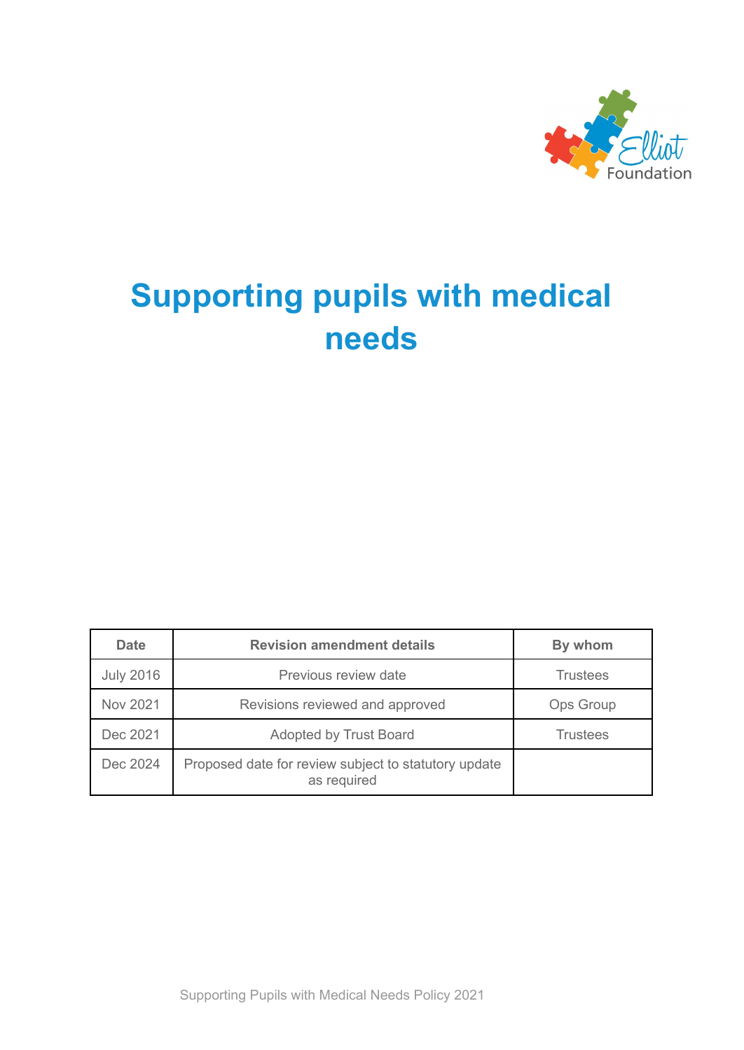# Supporting pupils with medical needs

| Date | Revision amendment details | By whom |
|---|---|---|
| July 2016 | Previous review date | Trustees |
| Nov 2021 | Revisions reviewed and approved | Ops Group |
| Dec 2021 | Adopted by Trust Board | Trustees |
| Dec 2024 | Proposed date for review subject to statutory update as required | |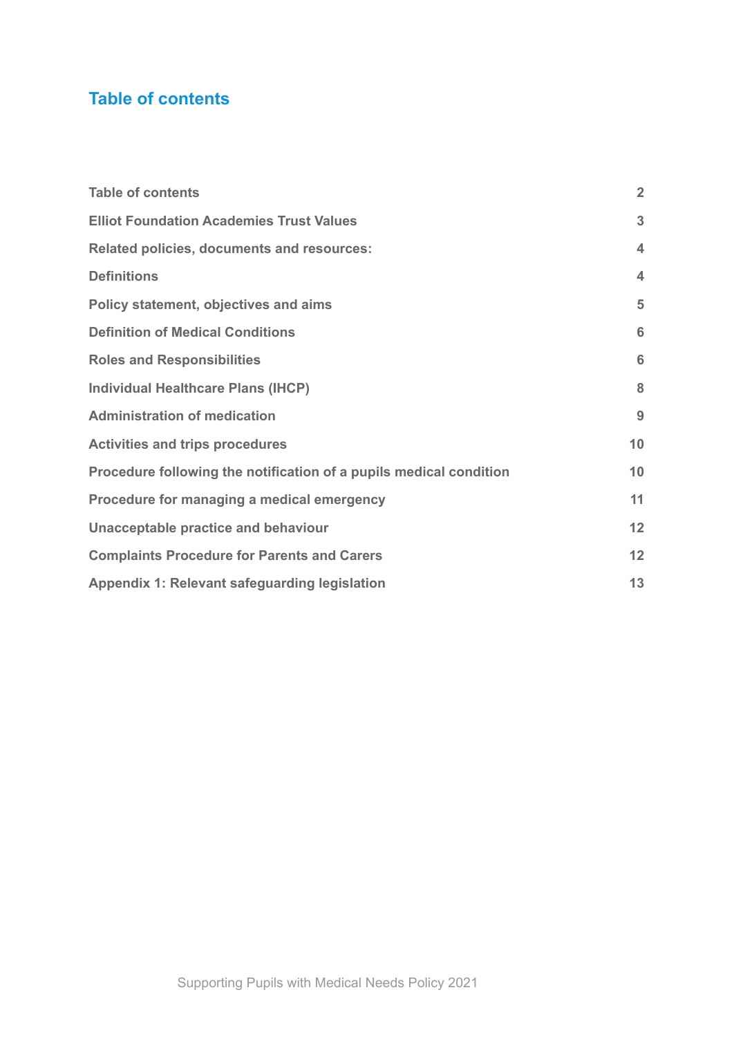## Table of contents

| | |
|---|---|
| **Table of contents** | **2** |
| **Elliot Foundation Academies Trust Values** | **3** |
| **Related policies, documents and resources:** | **4** |
| **Definitions** | **4** |
| **Policy statement, objectives and aims** | **5** |
| **Definition of Medical Conditions** | **6** |
| **Roles and Responsibilities** | **6** |
| **Individual Healthcare Plans (IHCP)** | **8** |
| **Administration of medication** | **9** |
| **Activities and trips procedures** | **10** |
| **Procedure following the notification of a pupils medical condition** | **10** |
| **Procedure for managing a medical emergency** | **11** |
| **Unacceptable practice and behaviour** | **12** |
| **Complaints Procedure for Parents and Carers** | **12** |
| **Appendix 1: Relevant safeguarding legislation** | **13** |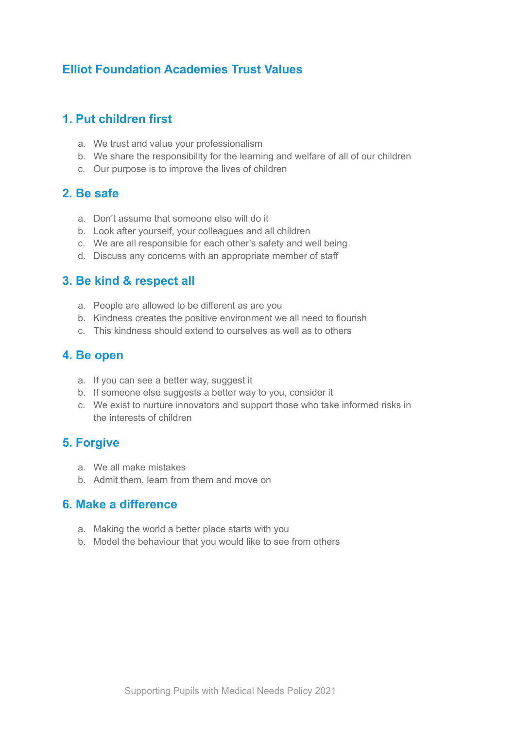# Elliot Foundation Academies Trust Values

## 1. Put children first

a. We trust and value your professionalism
b. We share the responsibility for the learning and welfare of all of our children
c. Our purpose is to improve the lives of children

## 2. Be safe

a. Don't assume that someone else will do it
b. Look after yourself, your colleagues and all children
c. We are all responsible for each other's safety and well being
d. Discuss any concerns with an appropriate member of staff

## 3. Be kind & respect all

a. People are allowed to be different as are you
b. Kindness creates the positive environment we all need to flourish
c. This kindness should extend to ourselves as well as to others

## 4. Be open

a. If you can see a better way, suggest it
b. If someone else suggests a better way to you, consider it
c. We exist to nurture innovators and support those who take informed risks in the interests of children

## 5. Forgive

a. We all make mistakes
b. Admit them, learn from them and move on

## 6. Make a difference

a. Making the world a better place starts with you
b. Model the behaviour that you would like to see from others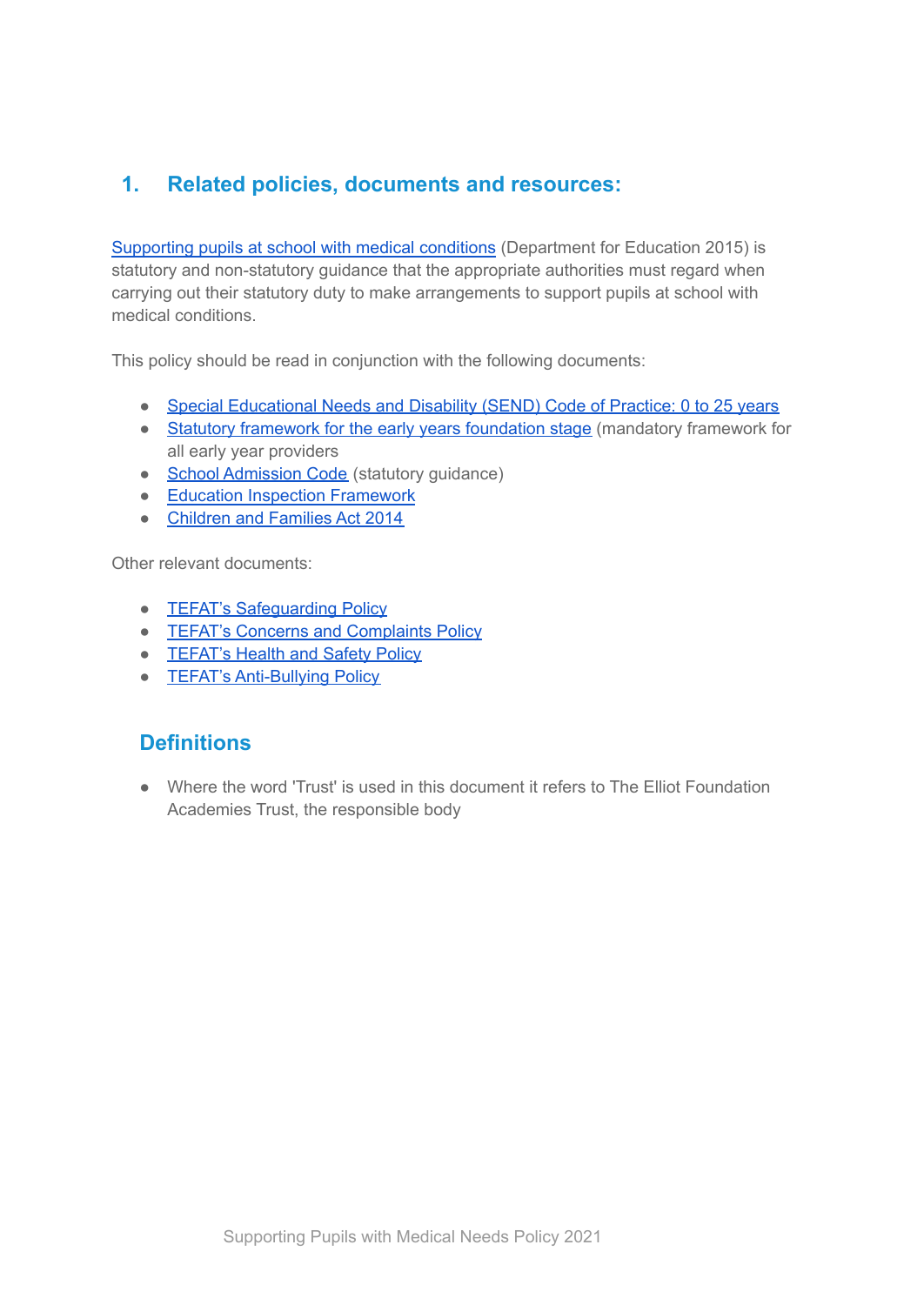## 1. Related policies, documents and resources:

Supporting pupils at school with medical conditions (Department for Education 2015) is statutory and non-statutory guidance that the appropriate authorities must regard when carrying out their statutory duty to make arrangements to support pupils at school with medical conditions.

This policy should be read in conjunction with the following documents:

- Special Educational Needs and Disability (SEND) Code of Practice: 0 to 25 years
- Statutory framework for the early years foundation stage (mandatory framework for all early year providers
- School Admission Code (statutory guidance)
- Education Inspection Framework
- Children and Families Act 2014

Other relevant documents:

- TEFAT's Safeguarding Policy
- TEFAT's Concerns and Complaints Policy
- TEFAT's Health and Safety Policy
- TEFAT's Anti-Bullying Policy

### Definitions

- Where the word 'Trust' is used in this document it refers to The Elliot Foundation Academies Trust, the responsible body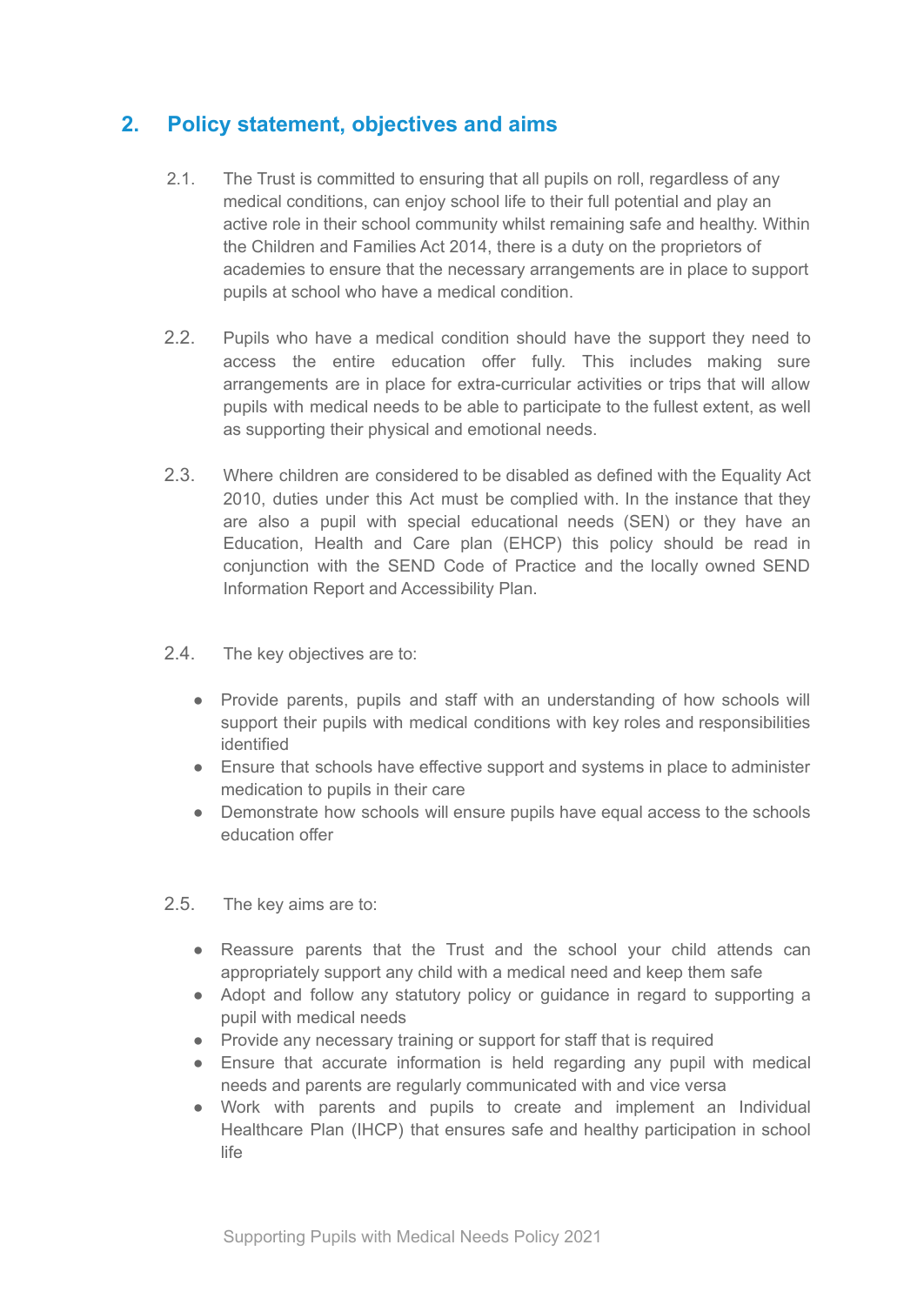## 2. Policy statement, objectives and aims

2.1. The Trust is committed to ensuring that all pupils on roll, regardless of any medical conditions, can enjoy school life to their full potential and play an active role in their school community whilst remaining safe and healthy. Within the Children and Families Act 2014, there is a duty on the proprietors of academies to ensure that the necessary arrangements are in place to support pupils at school who have a medical condition.

2.2. Pupils who have a medical condition should have the support they need to access the entire education offer fully. This includes making sure arrangements are in place for extra-curricular activities or trips that will allow pupils with medical needs to be able to participate to the fullest extent, as well as supporting their physical and emotional needs.

2.3. Where children are considered to be disabled as defined with the Equality Act 2010, duties under this Act must be complied with. In the instance that they are also a pupil with special educational needs (SEN) or they have an Education, Health and Care plan (EHCP) this policy should be read in conjunction with the SEND Code of Practice and the locally owned SEND Information Report and Accessibility Plan.

2.4. The key objectives are to:

- Provide parents, pupils and staff with an understanding of how schools will support their pupils with medical conditions with key roles and responsibilities identified
- Ensure that schools have effective support and systems in place to administer medication to pupils in their care
- Demonstrate how schools will ensure pupils have equal access to the schools education offer

2.5. The key aims are to:

- Reassure parents that the Trust and the school your child attends can appropriately support any child with a medical need and keep them safe
- Adopt and follow any statutory policy or guidance in regard to supporting a pupil with medical needs
- Provide any necessary training or support for staff that is required
- Ensure that accurate information is held regarding any pupil with medical needs and parents are regularly communicated with and vice versa
- Work with parents and pupils to create and implement an Individual Healthcare Plan (IHCP) that ensures safe and healthy participation in school life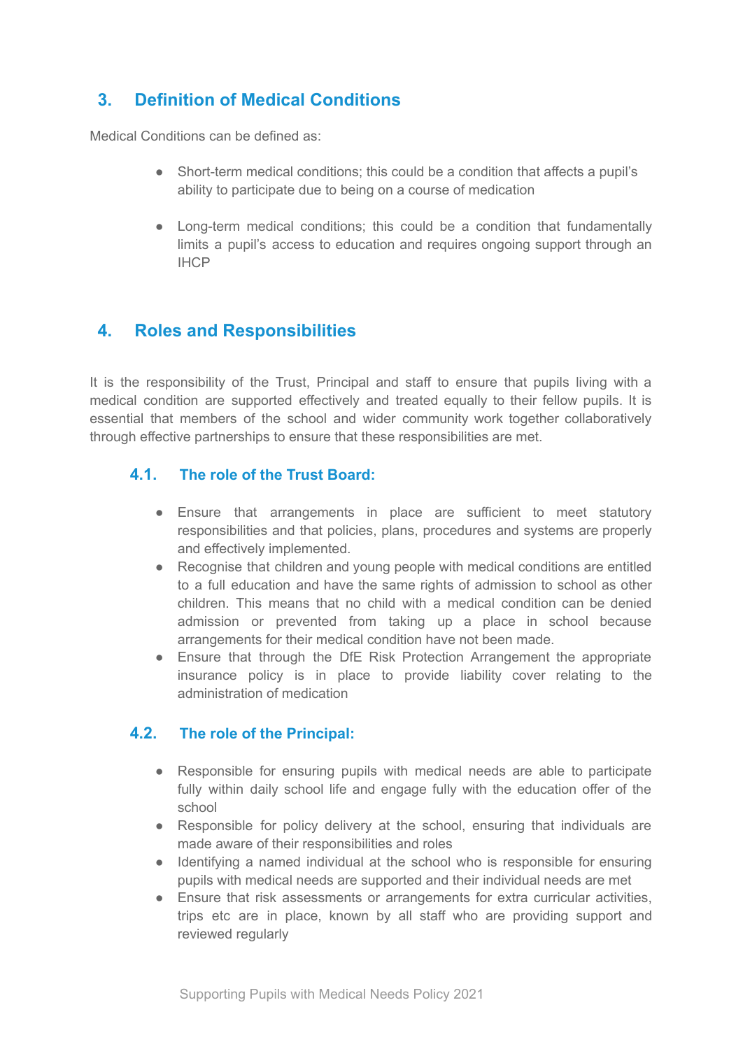## 3. Definition of Medical Conditions

Medical Conditions can be defined as:

- Short-term medical conditions; this could be a condition that affects a pupil's ability to participate due to being on a course of medication

- Long-term medical conditions; this could be a condition that fundamentally limits a pupil's access to education and requires ongoing support through an IHCP

## 4. Roles and Responsibilities

It is the responsibility of the Trust, Principal and staff to ensure that pupils living with a medical condition are supported effectively and treated equally to their fellow pupils. It is essential that members of the school and wider community work together collaboratively through effective partnerships to ensure that these responsibilities are met.

### 4.1. The role of the Trust Board:

- Ensure that arrangements in place are sufficient to meet statutory responsibilities and that policies, plans, procedures and systems are properly and effectively implemented.
- Recognise that children and young people with medical conditions are entitled to a full education and have the same rights of admission to school as other children. This means that no child with a medical condition can be denied admission or prevented from taking up a place in school because arrangements for their medical condition have not been made.
- Ensure that through the DfE Risk Protection Arrangement the appropriate insurance policy is in place to provide liability cover relating to the administration of medication

### 4.2. The role of the Principal:

- Responsible for ensuring pupils with medical needs are able to participate fully within daily school life and engage fully with the education offer of the school
- Responsible for policy delivery at the school, ensuring that individuals are made aware of their responsibilities and roles
- Identifying a named individual at the school who is responsible for ensuring pupils with medical needs are supported and their individual needs are met
- Ensure that risk assessments or arrangements for extra curricular activities, trips etc are in place, known by all staff who are providing support and reviewed regularly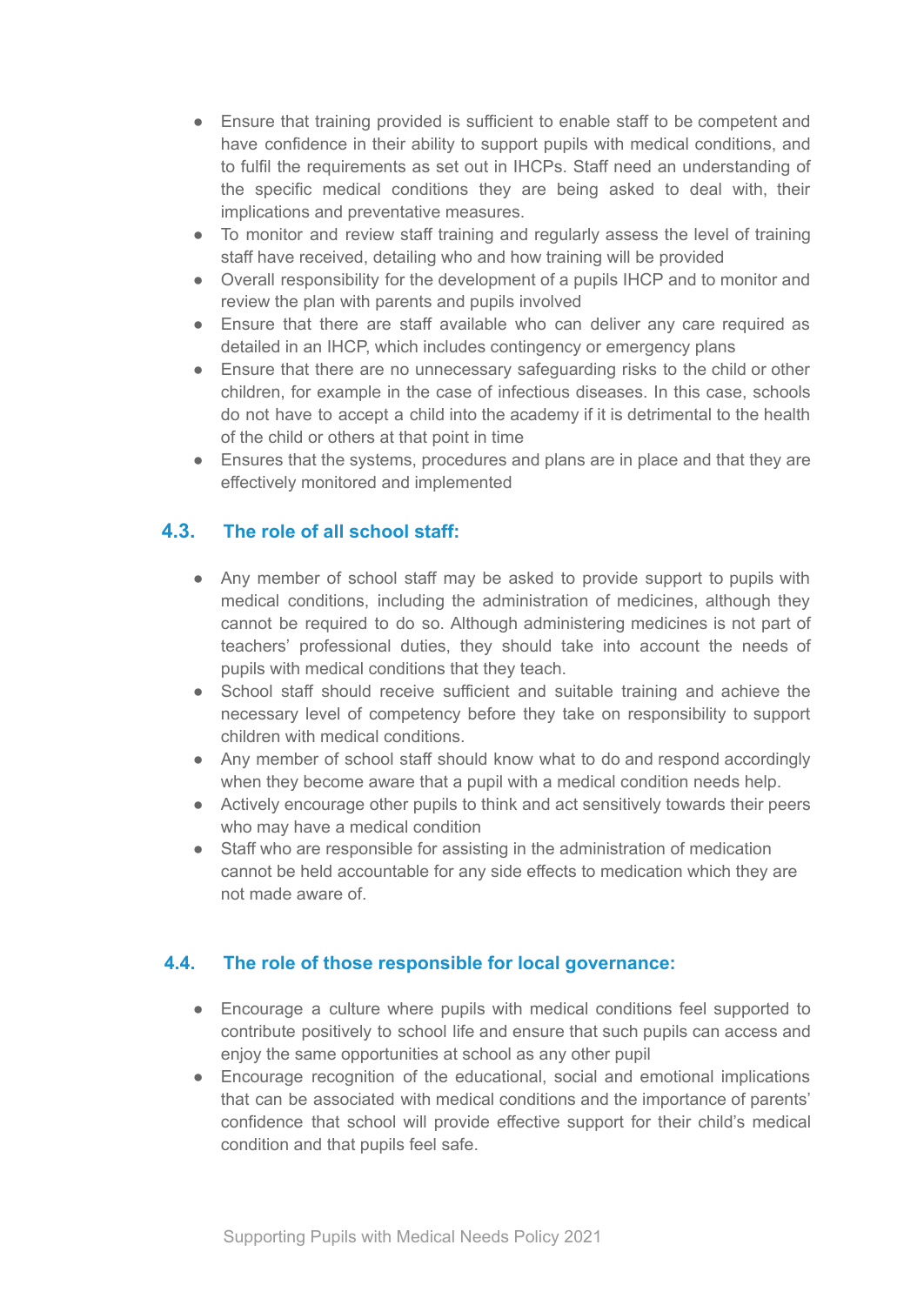- Ensure that training provided is sufficient to enable staff to be competent and have confidence in their ability to support pupils with medical conditions, and to fulfil the requirements as set out in IHCPs. Staff need an understanding of the specific medical conditions they are being asked to deal with, their implications and preventative measures.
- To monitor and review staff training and regularly assess the level of training staff have received, detailing who and how training will be provided
- Overall responsibility for the development of a pupils IHCP and to monitor and review the plan with parents and pupils involved
- Ensure that there are staff available who can deliver any care required as detailed in an IHCP, which includes contingency or emergency plans
- Ensure that there are no unnecessary safeguarding risks to the child or other children, for example in the case of infectious diseases. In this case, schools do not have to accept a child into the academy if it is detrimental to the health of the child or others at that point in time
- Ensures that the systems, procedures and plans are in place and that they are effectively monitored and implemented

### 4.3. The role of all school staff:

- Any member of school staff may be asked to provide support to pupils with medical conditions, including the administration of medicines, although they cannot be required to do so. Although administering medicines is not part of teachers' professional duties, they should take into account the needs of pupils with medical conditions that they teach.
- School staff should receive sufficient and suitable training and achieve the necessary level of competency before they take on responsibility to support children with medical conditions.
- Any member of school staff should know what to do and respond accordingly when they become aware that a pupil with a medical condition needs help.
- Actively encourage other pupils to think and act sensitively towards their peers who may have a medical condition
- Staff who are responsible for assisting in the administration of medication cannot be held accountable for any side effects to medication which they are not made aware of.

### 4.4. The role of those responsible for local governance:

- Encourage a culture where pupils with medical conditions feel supported to contribute positively to school life and ensure that such pupils can access and enjoy the same opportunities at school as any other pupil
- Encourage recognition of the educational, social and emotional implications that can be associated with medical conditions and the importance of parents' confidence that school will provide effective support for their child's medical condition and that pupils feel safe.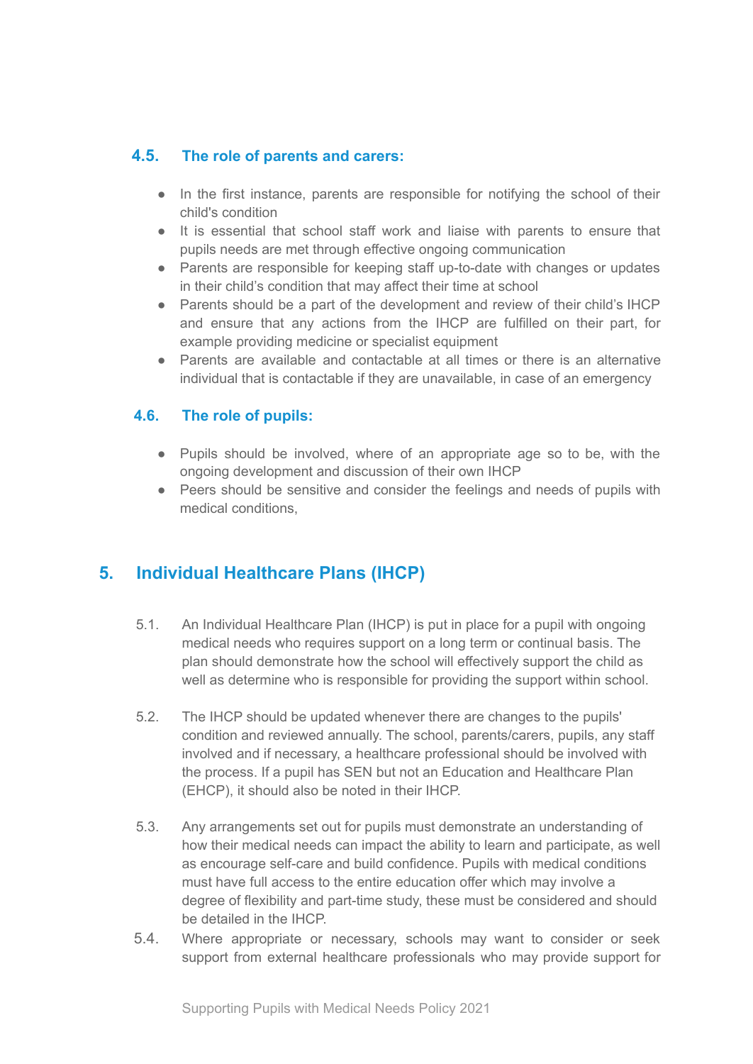### 4.5. The role of parents and carers:

- In the first instance, parents are responsible for notifying the school of their child's condition
- It is essential that school staff work and liaise with parents to ensure that pupils needs are met through effective ongoing communication
- Parents are responsible for keeping staff up-to-date with changes or updates in their child's condition that may affect their time at school
- Parents should be a part of the development and review of their child's IHCP and ensure that any actions from the IHCP are fulfilled on their part, for example providing medicine or specialist equipment
- Parents are available and contactable at all times or there is an alternative individual that is contactable if they are unavailable, in case of an emergency

### 4.6. The role of pupils:

- Pupils should be involved, where of an appropriate age so to be, with the ongoing development and discussion of their own IHCP
- Peers should be sensitive and consider the feelings and needs of pupils with medical conditions,

## 5. Individual Healthcare Plans (IHCP)

5.1. An Individual Healthcare Plan (IHCP) is put in place for a pupil with ongoing medical needs who requires support on a long term or continual basis. The plan should demonstrate how the school will effectively support the child as well as determine who is responsible for providing the support within school.

5.2. The IHCP should be updated whenever there are changes to the pupils' condition and reviewed annually. The school, parents/carers, pupils, any staff involved and if necessary, a healthcare professional should be involved with the process. If a pupil has SEN but not an Education and Healthcare Plan (EHCP), it should also be noted in their IHCP.

5.3. Any arrangements set out for pupils must demonstrate an understanding of how their medical needs can impact the ability to learn and participate, as well as encourage self-care and build confidence. Pupils with medical conditions must have full access to the entire education offer which may involve a degree of flexibility and part-time study, these must be considered and should be detailed in the IHCP.

5.4. Where appropriate or necessary, schools may want to consider or seek support from external healthcare professionals who may provide support for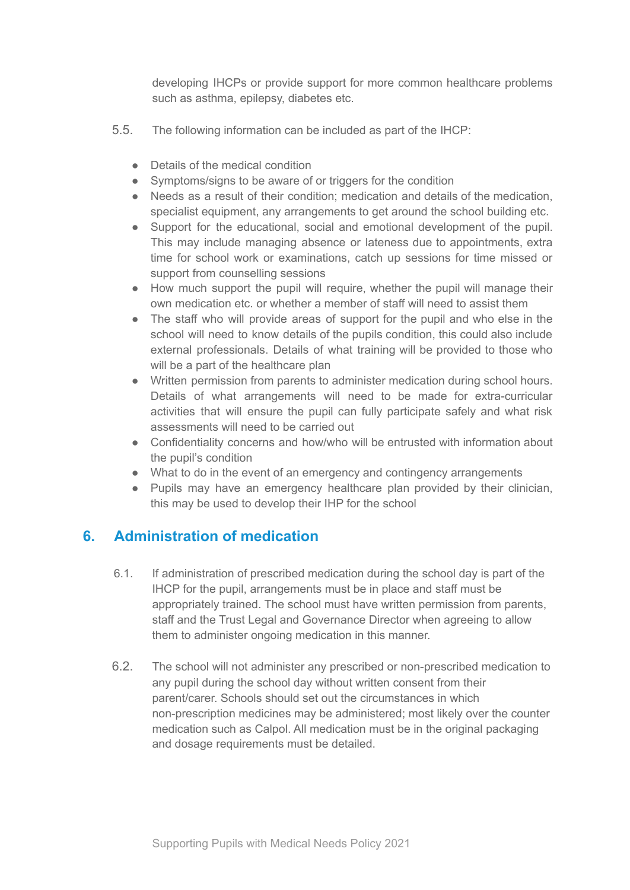developing IHCPs or provide support for more common healthcare problems such as asthma, epilepsy, diabetes etc.

5.5. The following information can be included as part of the IHCP:

- Details of the medical condition
- Symptoms/signs to be aware of or triggers for the condition
- Needs as a result of their condition; medication and details of the medication, specialist equipment, any arrangements to get around the school building etc.
- Support for the educational, social and emotional development of the pupil. This may include managing absence or lateness due to appointments, extra time for school work or examinations, catch up sessions for time missed or support from counselling sessions
- How much support the pupil will require, whether the pupil will manage their own medication etc. or whether a member of staff will need to assist them
- The staff who will provide areas of support for the pupil and who else in the school will need to know details of the pupils condition, this could also include external professionals. Details of what training will be provided to those who will be a part of the healthcare plan
- Written permission from parents to administer medication during school hours. Details of what arrangements will need to be made for extra-curricular activities that will ensure the pupil can fully participate safely and what risk assessments will need to be carried out
- Confidentiality concerns and how/who will be entrusted with information about the pupil's condition
- What to do in the event of an emergency and contingency arrangements
- Pupils may have an emergency healthcare plan provided by their clinician, this may be used to develop their IHP for the school

## 6. Administration of medication

6.1. If administration of prescribed medication during the school day is part of the IHCP for the pupil, arrangements must be in place and staff must be appropriately trained. The school must have written permission from parents, staff and the Trust Legal and Governance Director when agreeing to allow them to administer ongoing medication in this manner.

6.2. The school will not administer any prescribed or non-prescribed medication to any pupil during the school day without written consent from their parent/carer. Schools should set out the circumstances in which non-prescription medicines may be administered; most likely over the counter medication such as Calpol. All medication must be in the original packaging and dosage requirements must be detailed.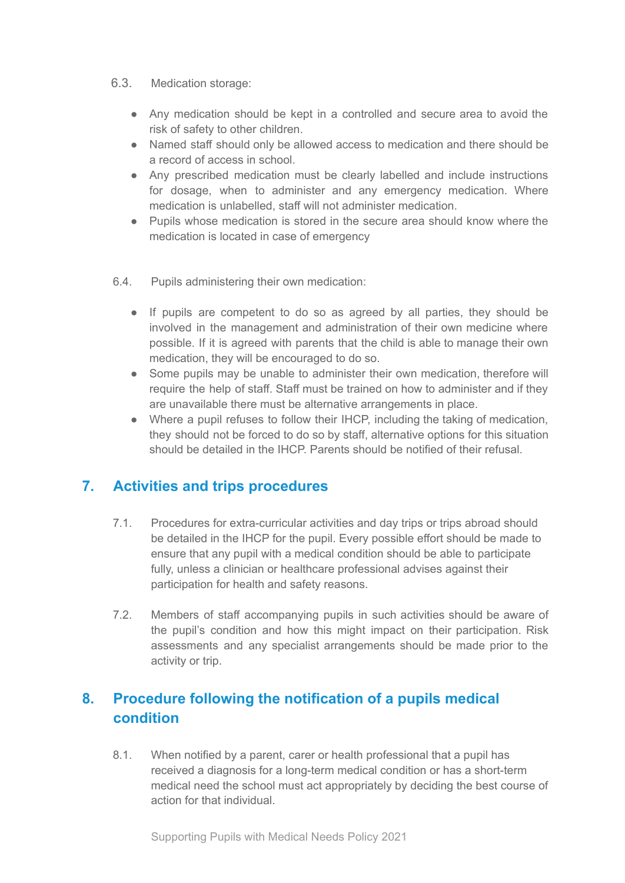6.3. Medication storage:

- Any medication should be kept in a controlled and secure area to avoid the risk of safety to other children.
- Named staff should only be allowed access to medication and there should be a record of access in school.
- Any prescribed medication must be clearly labelled and include instructions for dosage, when to administer and any emergency medication. Where medication is unlabelled, staff will not administer medication.
- Pupils whose medication is stored in the secure area should know where the medication is located in case of emergency

6.4. Pupils administering their own medication:

- If pupils are competent to do so as agreed by all parties, they should be involved in the management and administration of their own medicine where possible. If it is agreed with parents that the child is able to manage their own medication, they will be encouraged to do so.
- Some pupils may be unable to administer their own medication, therefore will require the help of staff. Staff must be trained on how to administer and if they are unavailable there must be alternative arrangements in place.
- Where a pupil refuses to follow their IHCP, including the taking of medication, they should not be forced to do so by staff, alternative options for this situation should be detailed in the IHCP. Parents should be notified of their refusal.

## 7. Activities and trips procedures

7.1. Procedures for extra-curricular activities and day trips or trips abroad should be detailed in the IHCP for the pupil. Every possible effort should be made to ensure that any pupil with a medical condition should be able to participate fully, unless a clinician or healthcare professional advises against their participation for health and safety reasons.

7.2. Members of staff accompanying pupils in such activities should be aware of the pupil's condition and how this might impact on their participation. Risk assessments and any specialist arrangements should be made prior to the activity or trip.

## 8. Procedure following the notification of a pupils medical condition

8.1. When notified by a parent, carer or health professional that a pupil has received a diagnosis for a long-term medical condition or has a short-term medical need the school must act appropriately by deciding the best course of action for that individual.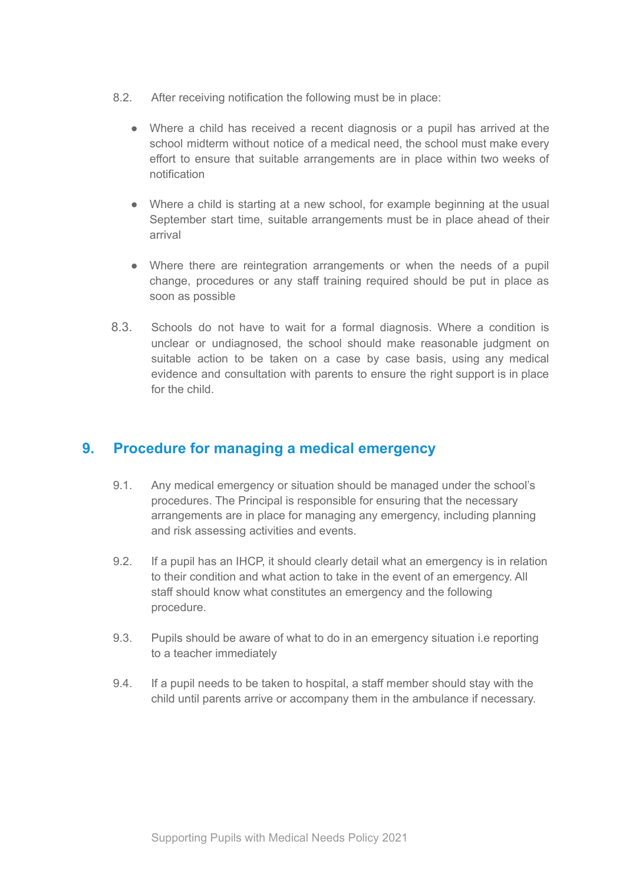8.2. After receiving notification the following must be in place:

- Where a child has received a recent diagnosis or a pupil has arrived at the school midterm without notice of a medical need, the school must make every effort to ensure that suitable arrangements are in place within two weeks of notification

- Where a child is starting at a new school, for example beginning at the usual September start time, suitable arrangements must be in place ahead of their arrival

- Where there are reintegration arrangements or when the needs of a pupil change, procedures or any staff training required should be put in place as soon as possible

8.3. Schools do not have to wait for a formal diagnosis. Where a condition is unclear or undiagnosed, the school should make reasonable judgment on suitable action to be taken on a case by case basis, using any medical evidence and consultation with parents to ensure the right support is in place for the child.

## 9. Procedure for managing a medical emergency

9.1. Any medical emergency or situation should be managed under the school's procedures. The Principal is responsible for ensuring that the necessary arrangements are in place for managing any emergency, including planning and risk assessing activities and events.

9.2. If a pupil has an IHCP, it should clearly detail what an emergency is in relation to their condition and what action to take in the event of an emergency. All staff should know what constitutes an emergency and the following procedure.

9.3. Pupils should be aware of what to do in an emergency situation i.e reporting to a teacher immediately

9.4. If a pupil needs to be taken to hospital, a staff member should stay with the child until parents arrive or accompany them in the ambulance if necessary.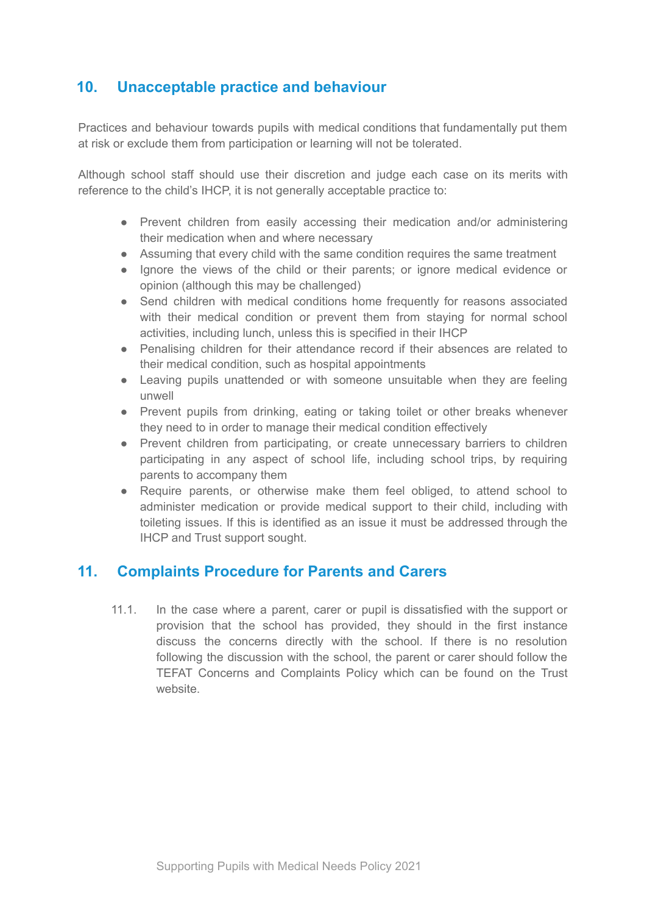## 10. Unacceptable practice and behaviour

Practices and behaviour towards pupils with medical conditions that fundamentally put them at risk or exclude them from participation or learning will not be tolerated.

Although school staff should use their discretion and judge each case on its merits with reference to the child's IHCP, it is not generally acceptable practice to:

- Prevent children from easily accessing their medication and/or administering their medication when and where necessary
- Assuming that every child with the same condition requires the same treatment
- Ignore the views of the child or their parents; or ignore medical evidence or opinion (although this may be challenged)
- Send children with medical conditions home frequently for reasons associated with their medical condition or prevent them from staying for normal school activities, including lunch, unless this is specified in their IHCP
- Penalising children for their attendance record if their absences are related to their medical condition, such as hospital appointments
- Leaving pupils unattended or with someone unsuitable when they are feeling unwell
- Prevent pupils from drinking, eating or taking toilet or other breaks whenever they need to in order to manage their medical condition effectively
- Prevent children from participating, or create unnecessary barriers to children participating in any aspect of school life, including school trips, by requiring parents to accompany them
- Require parents, or otherwise make them feel obliged, to attend school to administer medication or provide medical support to their child, including with toileting issues. If this is identified as an issue it must be addressed through the IHCP and Trust support sought.

## 11. Complaints Procedure for Parents and Carers

11.1. In the case where a parent, carer or pupil is dissatisfied with the support or provision that the school has provided, they should in the first instance discuss the concerns directly with the school. If there is no resolution following the discussion with the school, the parent or carer should follow the TEFAT Concerns and Complaints Policy which can be found on the Trust website.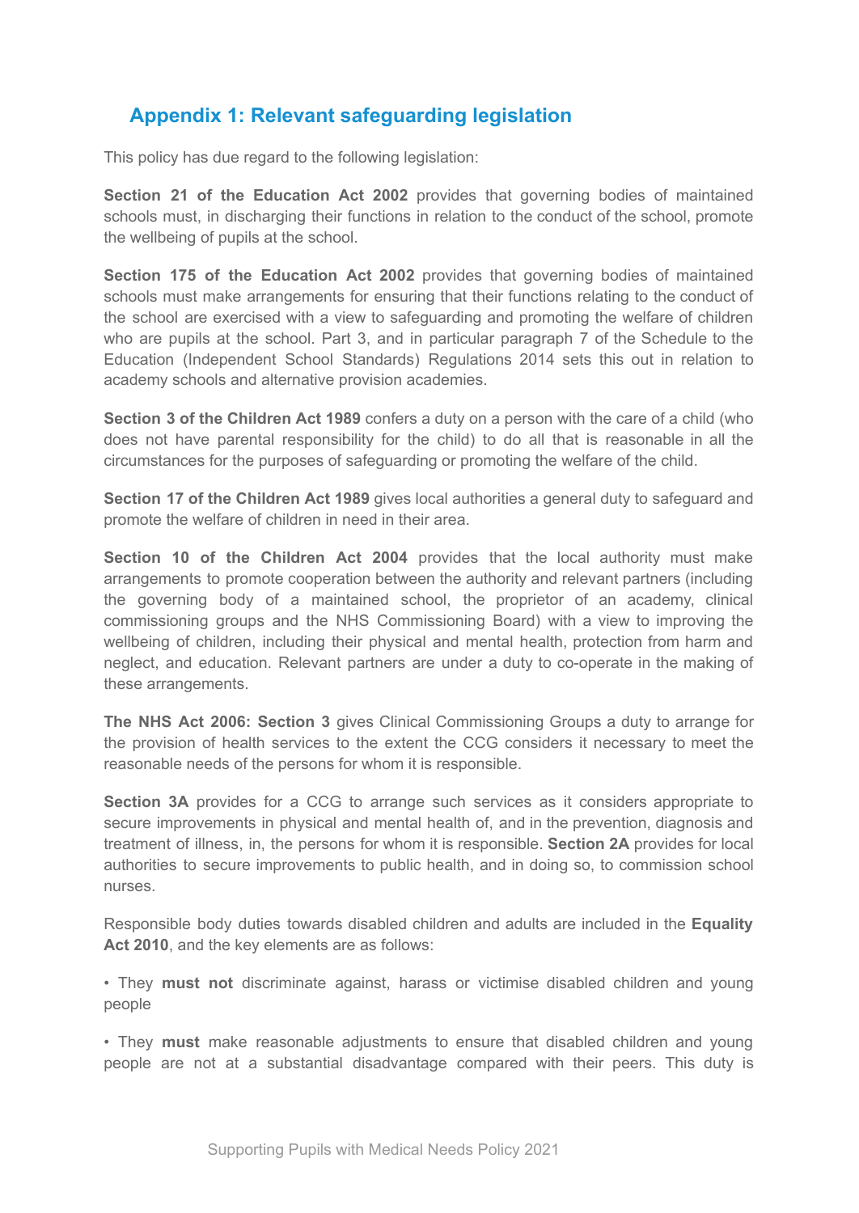## Appendix 1: Relevant safeguarding legislation

This policy has due regard to the following legislation:

**Section 21 of the Education Act 2002** provides that governing bodies of maintained schools must, in discharging their functions in relation to the conduct of the school, promote the wellbeing of pupils at the school.

**Section 175 of the Education Act 2002** provides that governing bodies of maintained schools must make arrangements for ensuring that their functions relating to the conduct of the school are exercised with a view to safeguarding and promoting the welfare of children who are pupils at the school. Part 3, and in particular paragraph 7 of the Schedule to the Education (Independent School Standards) Regulations 2014 sets this out in relation to academy schools and alternative provision academies.

**Section 3 of the Children Act 1989** confers a duty on a person with the care of a child (who does not have parental responsibility for the child) to do all that is reasonable in all the circumstances for the purposes of safeguarding or promoting the welfare of the child.

**Section 17 of the Children Act 1989** gives local authorities a general duty to safeguard and promote the welfare of children in need in their area.

**Section 10 of the Children Act 2004** provides that the local authority must make arrangements to promote cooperation between the authority and relevant partners (including the governing body of a maintained school, the proprietor of an academy, clinical commissioning groups and the NHS Commissioning Board) with a view to improving the wellbeing of children, including their physical and mental health, protection from harm and neglect, and education. Relevant partners are under a duty to co-operate in the making of these arrangements.

**The NHS Act 2006: Section 3** gives Clinical Commissioning Groups a duty to arrange for the provision of health services to the extent the CCG considers it necessary to meet the reasonable needs of the persons for whom it is responsible.

**Section 3A** provides for a CCG to arrange such services as it considers appropriate to secure improvements in physical and mental health of, and in the prevention, diagnosis and treatment of illness, in, the persons for whom it is responsible. **Section 2A** provides for local authorities to secure improvements to public health, and in doing so, to commission school nurses.

Responsible body duties towards disabled children and adults are included in the **Equality Act 2010**, and the key elements are as follows:

- They **must not** discriminate against, harass or victimise disabled children and young people
- They **must** make reasonable adjustments to ensure that disabled children and young people are not at a substantial disadvantage compared with their peers. This duty is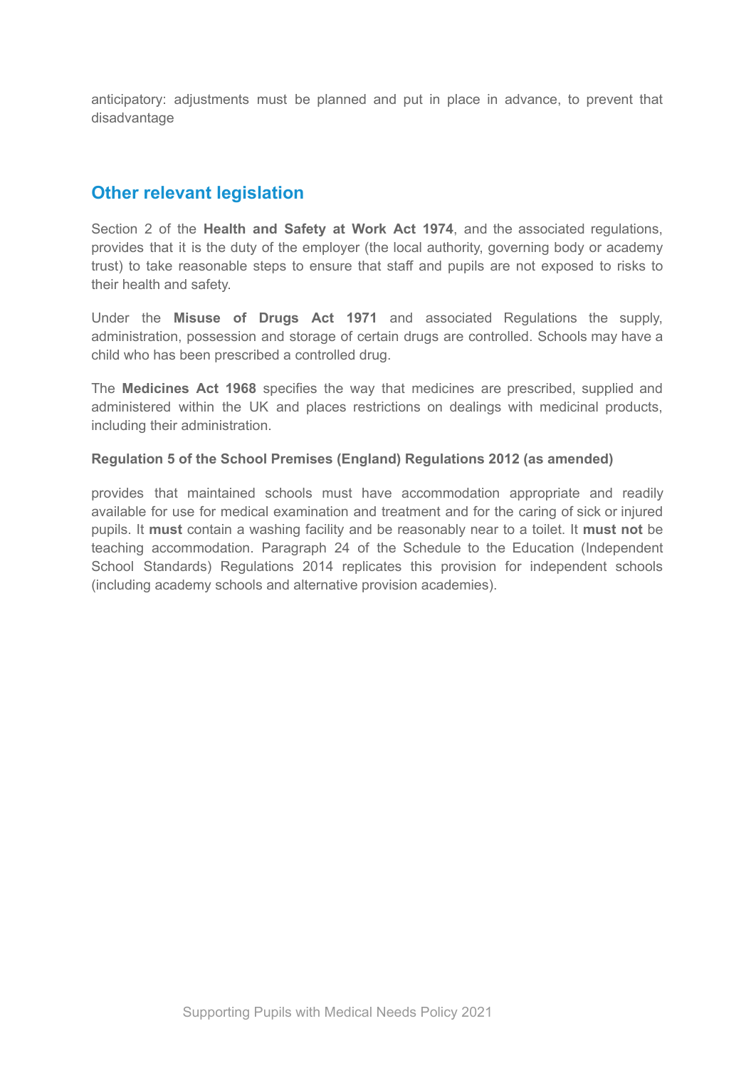anticipatory: adjustments must be planned and put in place in advance, to prevent that disadvantage

## Other relevant legislation

Section 2 of the **Health and Safety at Work Act 1974**, and the associated regulations, provides that it is the duty of the employer (the local authority, governing body or academy trust) to take reasonable steps to ensure that staff and pupils are not exposed to risks to their health and safety.

Under the **Misuse of Drugs Act 1971** and associated Regulations the supply, administration, possession and storage of certain drugs are controlled. Schools may have a child who has been prescribed a controlled drug.

The **Medicines Act 1968** specifies the way that medicines are prescribed, supplied and administered within the UK and places restrictions on dealings with medicinal products, including their administration.

**Regulation 5 of the School Premises (England) Regulations 2012 (as amended)**

provides that maintained schools must have accommodation appropriate and readily available for use for medical examination and treatment and for the caring of sick or injured pupils. It **must** contain a washing facility and be reasonably near to a toilet. It **must not** be teaching accommodation. Paragraph 24 of the Schedule to the Education (Independent School Standards) Regulations 2014 replicates this provision for independent schools (including academy schools and alternative provision academies).